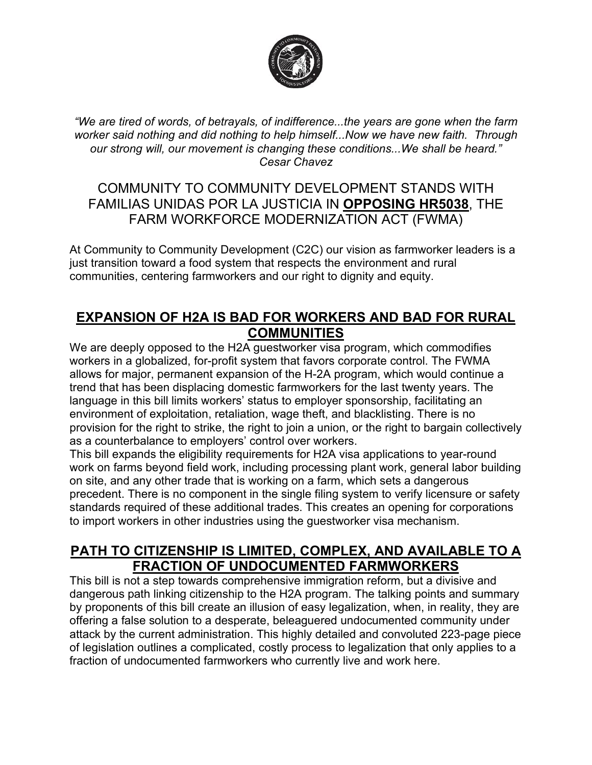*"We are tired of words, of betrayals, of indifference...the years are gone when the farm worker said nothing and did nothing to help himself...Now we have new faith. Through our strong will, our movement is changing these conditions...We shall be heard."*
*Cesar Chavez*

# COMMUNITY TO COMMUNITY DEVELOPMENT STANDS WITH FAMILIAS UNIDAS POR LA JUSTICIA IN **OPPOSING HR5038**, THE FARM WORKFORCE MODERNIZATION ACT (FWMA)

At Community to Community Development (C2C) our vision as farmworker leaders is a just transition toward a food system that respects the environment and rural communities, centering farmworkers and our right to dignity and equity.

## EXPANSION OF H2A IS BAD FOR WORKERS AND BAD FOR RURAL COMMUNITIES

We are deeply opposed to the H2A guestworker visa program, which commodifies workers in a globalized, for-profit system that favors corporate control. The FWMA allows for major, permanent expansion of the H-2A program, which would continue a trend that has been displacing domestic farmworkers for the last twenty years. The language in this bill limits workers' status to employer sponsorship, facilitating an environment of exploitation, retaliation, wage theft, and blacklisting. There is no provision for the right to strike, the right to join a union, or the right to bargain collectively as a counterbalance to employers' control over workers.

This bill expands the eligibility requirements for H2A visa applications to year-round work on farms beyond field work, including processing plant work, general labor building on site, and any other trade that is working on a farm, which sets a dangerous precedent. There is no component in the single filing system to verify licensure or safety standards required of these additional trades. This creates an opening for corporations to import workers in other industries using the guestworker visa mechanism.

## PATH TO CITIZENSHIP IS LIMITED, COMPLEX, AND AVAILABLE TO A FRACTION OF UNDOCUMENTED FARMWORKERS

This bill is not a step towards comprehensive immigration reform, but a divisive and dangerous path linking citizenship to the H2A program. The talking points and summary by proponents of this bill create an illusion of easy legalization, when, in reality, they are offering a false solution to a desperate, beleaguered undocumented community under attack by the current administration. This highly detailed and convoluted 223-page piece of legislation outlines a complicated, costly process to legalization that only applies to a fraction of undocumented farmworkers who currently live and work here.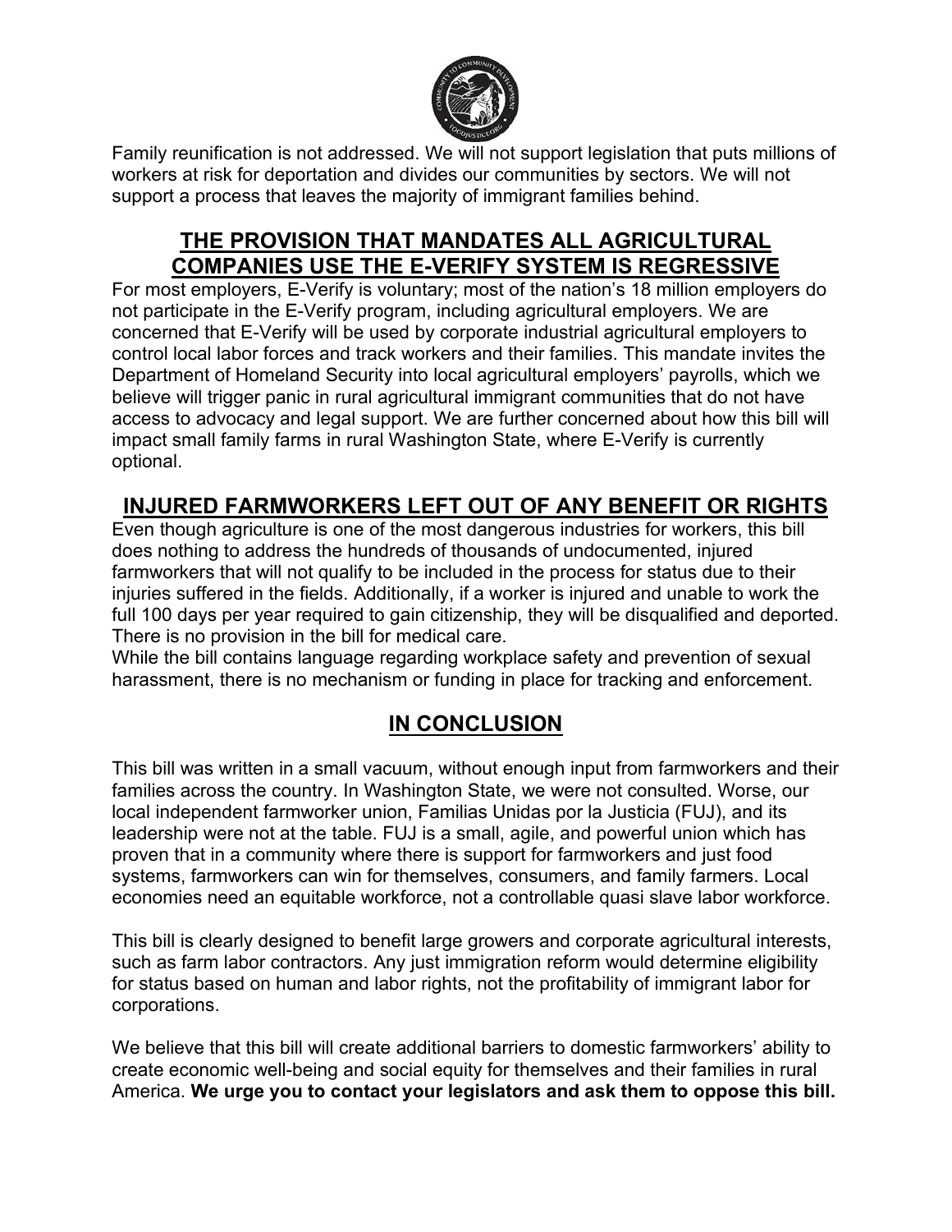Family reunification is not addressed. We will not support legislation that puts millions of workers at risk for deportation and divides our communities by sectors. We will not support a process that leaves the majority of immigrant families behind.

## THE PROVISION THAT MANDATES ALL AGRICULTURAL COMPANIES USE THE E-VERIFY SYSTEM IS REGRESSIVE

For most employers, E-Verify is voluntary; most of the nation's 18 million employers do not participate in the E-Verify program, including agricultural employers. We are concerned that E-Verify will be used by corporate industrial agricultural employers to control local labor forces and track workers and their families. This mandate invites the Department of Homeland Security into local agricultural employers' payrolls, which we believe will trigger panic in rural agricultural immigrant communities that do not have access to advocacy and legal support. We are further concerned about how this bill will impact small family farms in rural Washington State, where E-Verify is currently optional.

## INJURED FARMWORKERS LEFT OUT OF ANY BENEFIT OR RIGHTS

Even though agriculture is one of the most dangerous industries for workers, this bill does nothing to address the hundreds of thousands of undocumented, injured farmworkers that will not qualify to be included in the process for status due to their injuries suffered in the fields. Additionally, if a worker is injured and unable to work the full 100 days per year required to gain citizenship, they will be disqualified and deported. There is no provision in the bill for medical care.

While the bill contains language regarding workplace safety and prevention of sexual harassment, there is no mechanism or funding in place for tracking and enforcement.

## IN CONCLUSION

This bill was written in a small vacuum, without enough input from farmworkers and their families across the country. In Washington State, we were not consulted. Worse, our local independent farmworker union, Familias Unidas por la Justicia (FUJ), and its leadership were not at the table. FUJ is a small, agile, and powerful union which has proven that in a community where there is support for farmworkers and just food systems, farmworkers can win for themselves, consumers, and family farmers. Local economies need an equitable workforce, not a controllable quasi slave labor workforce.

This bill is clearly designed to benefit large growers and corporate agricultural interests, such as farm labor contractors. Any just immigration reform would determine eligibility for status based on human and labor rights, not the profitability of immigrant labor for corporations.

We believe that this bill will create additional barriers to domestic farmworkers' ability to create economic well-being and social equity for themselves and their families in rural America. **We urge you to contact your legislators and ask them to oppose this bill.**